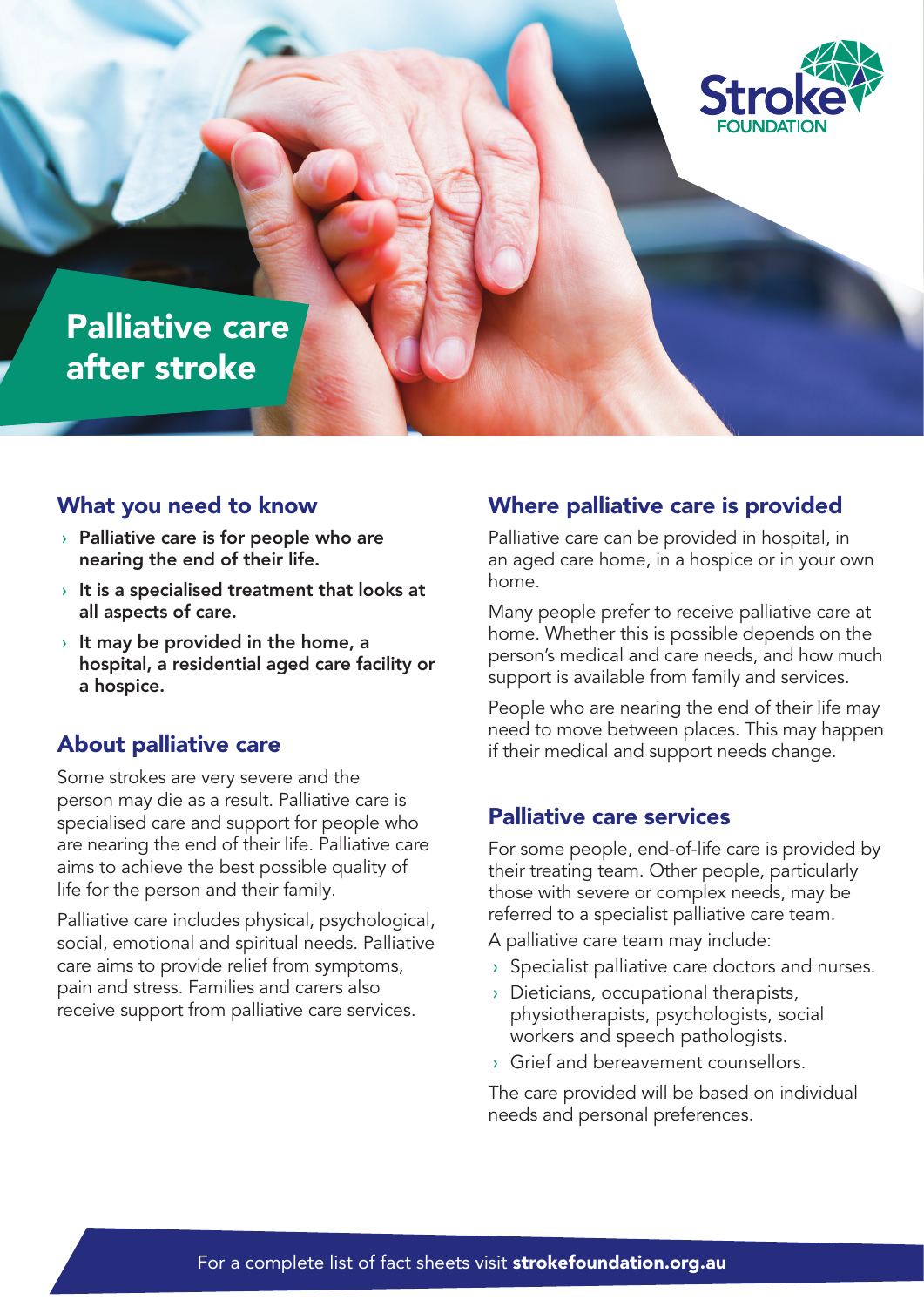# Palliative care after stroke

## What you need to know

- **Palliative care is for people who are nearing the end of their life.**
- **It is a specialised treatment that looks at all aspects of care.**
- **It may be provided in the home, a hospital, a residential aged care facility or a hospice.**

## About palliative care

Some strokes are very severe and the person may die as a result. Palliative care is specialised care and support for people who are nearing the end of their life. Palliative care aims to achieve the best possible quality of life for the person and their family.

Palliative care includes physical, psychological, social, emotional and spiritual needs. Palliative care aims to provide relief from symptoms, pain and stress. Families and carers also receive support from palliative care services.

## Where palliative care is provided

Palliative care can be provided in hospital, in an aged care home, in a hospice or in your own home.

Many people prefer to receive palliative care at home. Whether this is possible depends on the person's medical and care needs, and how much support is available from family and services.

People who are nearing the end of their life may need to move between places. This may happen if their medical and support needs change.

## Palliative care services

For some people, end-of-life care is provided by their treating team. Other people, particularly those with severe or complex needs, may be referred to a specialist palliative care team.

A palliative care team may include:

- Specialist palliative care doctors and nurses.
- Dieticians, occupational therapists, physiotherapists, psychologists, social workers and speech pathologists.
- Grief and bereavement counsellors.

The care provided will be based on individual needs and personal preferences.

For a complete list of fact sheets visit **strokefoundation.org.au**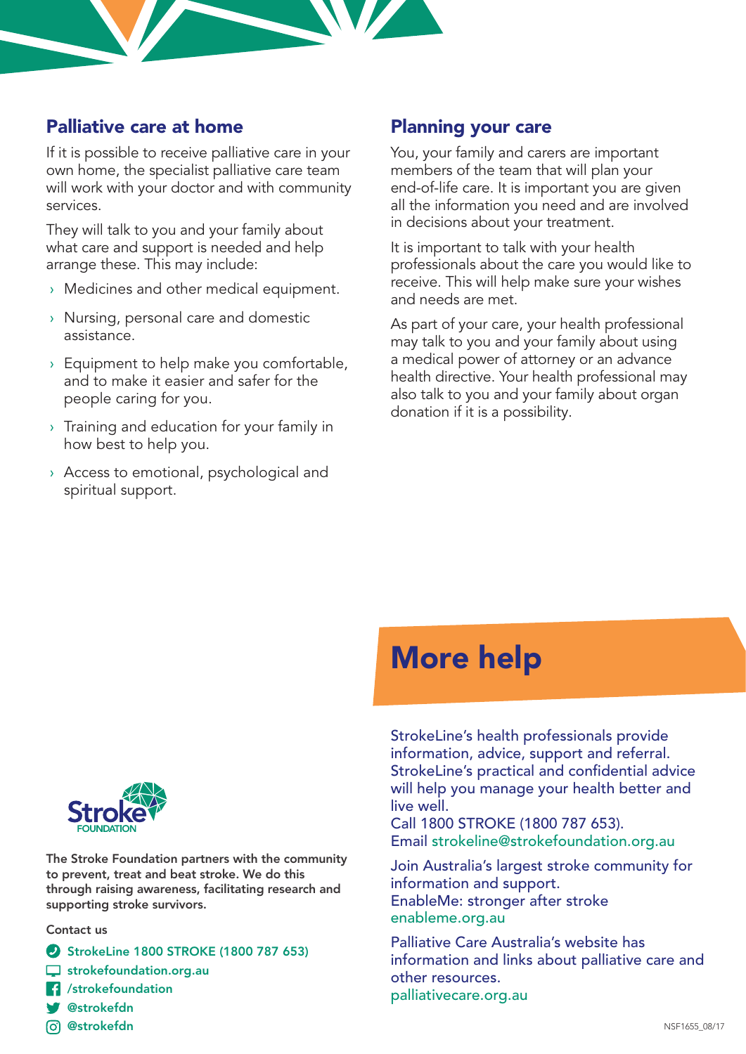## Palliative care at home

If it is possible to receive palliative care in your own home, the specialist palliative care team will work with your doctor and with community services.

They will talk to you and your family about what care and support is needed and help arrange these. This may include:

- Medicines and other medical equipment.
- Nursing, personal care and domestic assistance.
- Equipment to help make you comfortable, and to make it easier and safer for the people caring for you.
- Training and education for your family in how best to help you.
- Access to emotional, psychological and spiritual support.

## Planning your care

You, your family and carers are important members of the team that will plan your end-of-life care. It is important you are given all the information you need and are involved in decisions about your treatment.

It is important to talk with your health professionals about the care you would like to receive. This will help make sure your wishes and needs are met.

As part of your care, your health professional may talk to you and your family about using a medical power of attorney or an advance health directive. Your health professional may also talk to you and your family about organ donation if it is a possibility.

Stroke FOUNDATION

**The Stroke Foundation partners with the community to prevent, treat and beat stroke. We do this through raising awareness, facilitating research and supporting stroke survivors.**

**Contact us**

- **StrokeLine 1800 STROKE (1800 787 653)**
- **strokefoundation.org.au**
- **/strokefoundation**
- **@strokefdn**
- **@strokefdn**

# More help

StrokeLine's health professionals provide information, advice, support and referral. StrokeLine's practical and confidential advice will help you manage your health better and live well.
Call 1800 STROKE (1800 787 653).
Email strokeline@strokefoundation.org.au

Join Australia's largest stroke community for information and support.
EnableMe: stronger after stroke
enableme.org.au

Palliative Care Australia's website has information and links about palliative care and other resources.
palliativecare.org.au

NSF1655_08/17